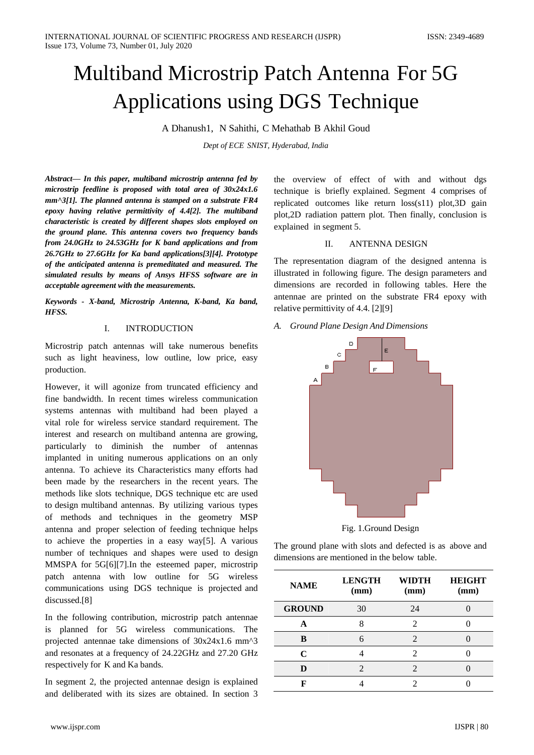# Multiband Microstrip Patch Antenna For 5G Applications using DGS Technique

A Dhanush1, N Sahithi, C Mehathab B Akhil Goud

*Dept of ECE SNIST, Hyderabad, India*

***Abstract— In this paper, multiband microstrip antenna fed by microstrip feedline is proposed with total area of 30x24x1.6 mm^3[1]. The planned antenna is stamped on a substrate FR4 epoxy having relative permittivity of 4.4[2]. The multiband characteristic is created by different shapes slots employed on the ground plane. This antenna covers two frequency bands from 24.0GHz to 24.53GHz for K band applications and from 26.7GHz to 27.6GHz for Ka band applications[3][4]. Prototype of the anticipated antenna is premeditated and measured. The simulated results by means of Ansys HFSS software are in acceptable agreement with the measurements.***

***Keywords - X-band, Microstrip Antenna, K-band, Ka band, HFSS.***

## I. INTRODUCTION

Microstrip patch antennas will take numerous benefits such as light heaviness, low outline, low price, easy production.

However, it will agonize from truncated efficiency and fine bandwidth. In recent times wireless communication systems antennas with multiband had been played a vital role for wireless service standard requirement. The interest and research on multiband antenna are growing, particularly to diminish the number of antennas implanted in uniting numerous applications on an only antenna. To achieve its Characteristics many efforts had been made by the researchers in the recent years. The methods like slots technique, DGS technique etc are used to design multiband antennas. By utilizing various types of methods and techniques in the geometry MSP antenna and proper selection of feeding technique helps to achieve the properties in a easy way[5]. A various number of techniques and shapes were used to design MMSPA for 5G[6][7].In the esteemed paper, microstrip patch antenna with low outline for 5G wireless communications using DGS technique is projected and discussed.[8]

In the following contribution, microstrip patch antennae is planned for 5G wireless communications. The projected antennae take dimensions of 30x24x1.6 mm^3 and resonates at a frequency of 24.22GHz and 27.20 GHz respectively for K and Ka bands.

In segment 2, the projected antennae design is explained and deliberated with its sizes are obtained. In section 3 the overview of effect of with and without dgs technique is briefly explained. Segment 4 comprises of replicated outcomes like return loss(s11) plot,3D gain plot,2D radiation pattern plot. Then finally, conclusion is explained in segment 5.

## II. ANTENNA DESIGN

The representation diagram of the designed antenna is illustrated in following figure. The design parameters and dimensions are recorded in following tables. Here the antennae are printed on the substrate FR4 epoxy with relative permittivity of 4.4. [2][9]

### *A. Ground Plane Design And Dimensions*

Fig. 1.Ground Design

The ground plane with slots and defected is as above and dimensions are mentioned in the below table.

| NAME | LENGTH (mm) | WIDTH (mm) | HEIGHT (mm) |
|---|---|---|---|
| **GROUND** | 30 | 24 | 0 |
| **A** | 8 | 2 | 0 |
| **B** | 6 | 2 | 0 |
| **C** | 4 | 2 | 0 |
| **D** | 2 | 2 | 0 |
| **F** | 4 | 2 | 0 |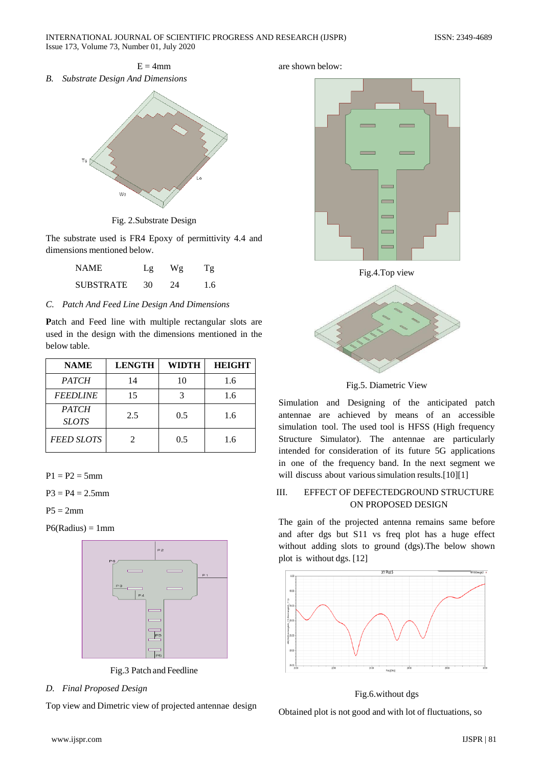E = 4mm

### B. *Substrate Design And Dimensions*

Fig. 2.Substrate Design

The substrate used is FR4 Epoxy of permittivity 4.4 and dimensions mentioned below.

| NAME | Lg | Wg | Tg |
|---|---|---|---|
| SUBSTRATE | 30 | 24 | 1.6 |

### C. *Patch And Feed Line Design And Dimensions*

**P**atch and Feed line with multiple rectangular slots are used in the design with the dimensions mentioned in the below table.

| NAME | LENGTH | WIDTH | HEIGHT |
|---|---|---|---|
| *PATCH* | 14 | 10 | 1.6 |
| *FEEDLINE* | 15 | 3 | 1.6 |
| *PATCH SLOTS* | 2.5 | 0.5 | 1.6 |
| *FEED SLOTS* | 2 | 0.5 | 1.6 |

P1 = P2 = 5mm

P3 = P4 = 2.5mm

P5 = 2mm

P6(Radius) = 1mm

Fig.3 Patch and Feedline

### D. *Final Proposed Design*

Top view and Dimetric view of projected antennae design are shown below:

Fig.4.Top view

Fig.5. Diametric View

Simulation and Designing of the anticipated patch antennae are achieved by means of an accessible simulation tool. The used tool is HFSS (High frequency Structure Simulator). The antennae are particularly intended for consideration of its future 5G applications in one of the frequency band. In the next segment we will discuss about various simulation results.[10][1]

## III. EFFECT OF DEFECTEDGROUND STRUCTURE ON PROPOSED DESIGN

The gain of the projected antenna remains same before and after dgs but S11 vs freq plot has a huge effect without adding slots to ground (dgs).The below shown plot is without dgs. [12]

Fig.6.without dgs

Obtained plot is not good and with lot of fluctuations, so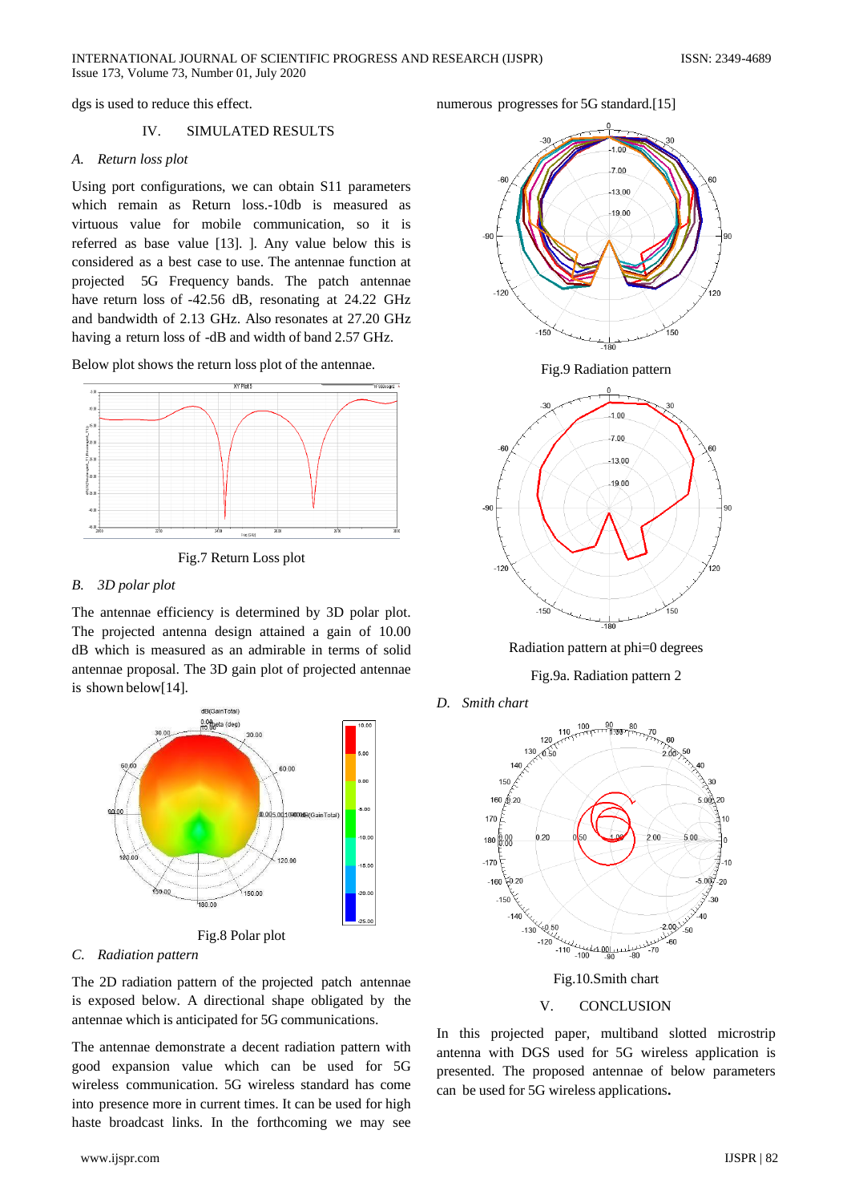dgs is used to reduce this effect.

## IV. SIMULATED RESULTS

### A. *Return loss plot*

Using port configurations, we can obtain S11 parameters which remain as Return loss.-10db is measured as virtuous value for mobile communication, so it is referred as base value [13]. ]. Any value below this is considered as a best case to use. The antennae function at projected 5G Frequency bands. The patch antennae have return loss of -42.56 dB, resonating at 24.22 GHz and bandwidth of 2.13 GHz. Also resonates at 27.20 GHz having a return loss of -dB and width of band 2.57 GHz.

Below plot shows the return loss plot of the antennae.

Fig.7 Return Loss plot

### B. *3D polar plot*

The antenna efficiency is determined by 3D polar plot. The projected antenna design attained a gain of 10.00 dB which is measured as an admirable in terms of solid antennae proposal. The 3D gain plot of projected antennae is shown below[14].

Fig.8 Polar plot

### C. *Radiation pattern*

The 2D radiation pattern of the projected patch antennae is exposed below. A directional shape obligated by the antennae which is anticipated for 5G communications.

The antennae demonstrate a decent radiation pattern with good expansion value which can be used for 5G wireless communication. 5G wireless standard has come into presence more in current times. It can be used for high haste broadcast links. In the forthcoming we may see numerous progresses for 5G standard.[15]

Fig.9 Radiation pattern

Radiation pattern at phi=0 degrees

Fig.9a. Radiation pattern 2

### D. *Smith chart*

Fig.10.Smith chart

## V. CONCLUSION

In this projected paper, multiband slotted microstrip antenna with DGS used for 5G wireless application is presented. The proposed antennae of below parameters can be used for 5G wireless applications**.**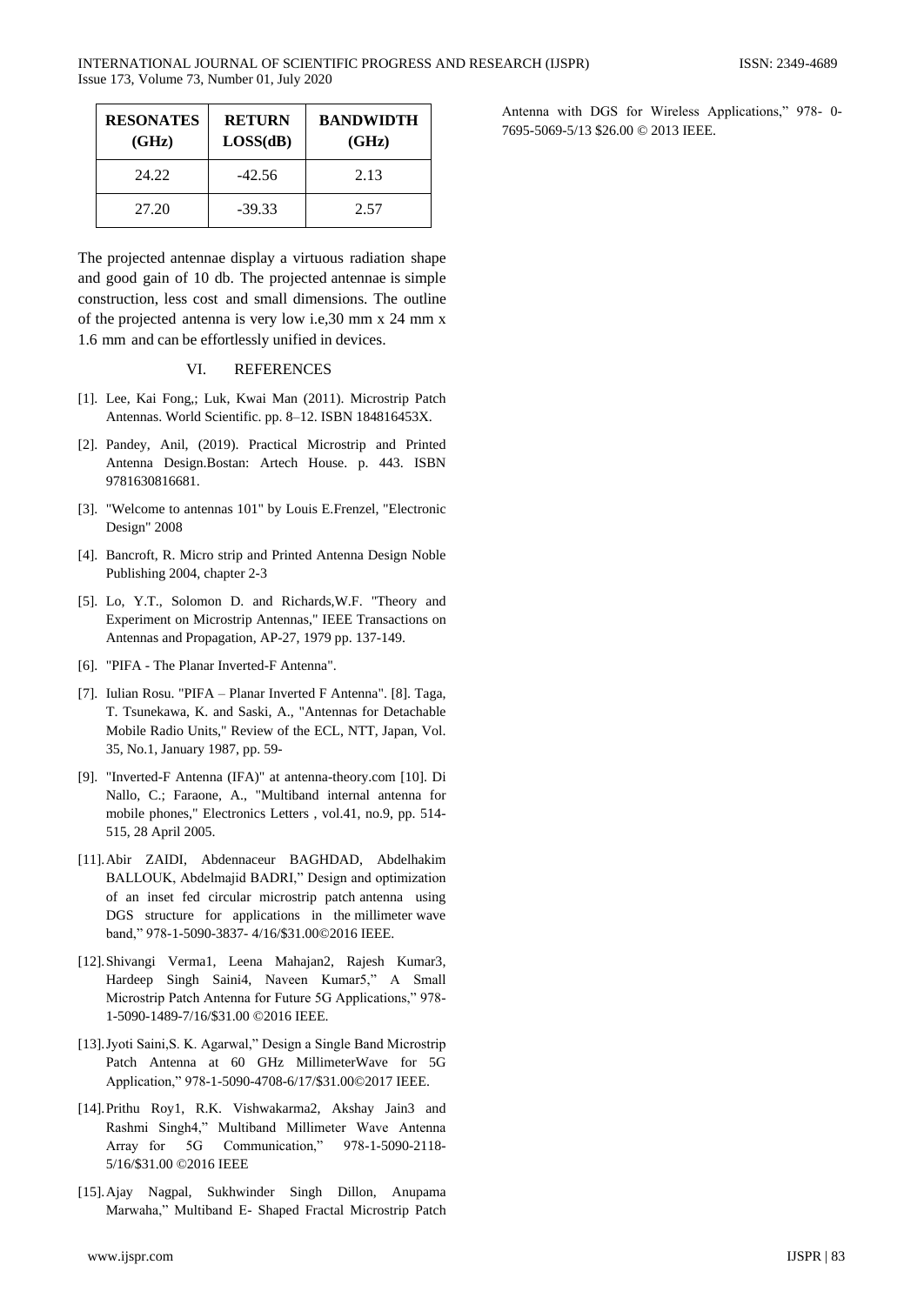| RESONATES (GHz) | RETURN LOSS(dB) | BANDWIDTH (GHz) |
|---|---|---|
| 24.22 | -42.56 | 2.13 |
| 27.20 | -39.33 | 2.57 |

The projected antennae display a virtuous radiation shape and good gain of 10 db. The projected antennae is simple construction, less cost and small dimensions. The outline of the projected antenna is very low i.e,30 mm x 24 mm x 1.6 mm and can be effortlessly unified in devices.

## VI. REFERENCES

[1]. Lee, Kai Fong,; Luk, Kwai Man (2011). Microstrip Patch Antennas. World Scientific. pp. 8–12. ISBN 184816453X.

[2]. Pandey, Anil, (2019). Practical Microstrip and Printed Antenna Design.Bostan: Artech House. p. 443. ISBN 9781630816681.

[3]. "Welcome to antennas 101" by Louis E.Frenzel, "Electronic Design" 2008

[4]. Bancroft, R. Micro strip and Printed Antenna Design Noble Publishing 2004, chapter 2-3

[5]. Lo, Y.T., Solomon D. and Richards,W.F. "Theory and Experiment on Microstrip Antennas," IEEE Transactions on Antennas and Propagation, AP-27, 1979 pp. 137-149.

[6]. "PIFA - The Planar Inverted-F Antenna".

[7]. Iulian Rosu. "PIFA – Planar Inverted F Antenna". [8]. Taga, T. Tsunekawa, K. and Saski, A., "Antennas for Detachable Mobile Radio Units," Review of the ECL, NTT, Japan, Vol. 35, No.1, January 1987, pp. 59-

[9]. "Inverted-F Antenna (IFA)" at antenna-theory.com [10]. Di Nallo, C.; Faraone, A., "Multiband internal antenna for mobile phones," Electronics Letters , vol.41, no.9, pp. 514-515, 28 April 2005.

[11]. Abir ZAIDI, Abdennaceur BAGHDAD, Abdelhakim BALLOUK, Abdelmajid BADRI," Design and optimization of an inset fed circular microstrip patch antenna using DGS structure for applications in the millimeter wave band," 978-1-5090-3837- 4/16/$31.00©2016 IEEE.

[12]. Shivangi Verma1, Leena Mahajan2, Rajesh Kumar3, Hardeep Singh Saini4, Naveen Kumar5," A Small Microstrip Patch Antenna for Future 5G Applications," 978-1-5090-1489-7/16/$31.00 ©2016 IEEE.

[13]. Jyoti Saini,S. K. Agarwal," Design a Single Band Microstrip Patch Antenna at 60 GHz MillimeterWave for 5G Application," 978-1-5090-4708-6/17/$31.00©2017 IEEE.

[14]. Prithu Roy1, R.K. Vishwakarma2, Akshay Jain3 and Rashmi Singh4," Multiband Millimeter Wave Antenna Array for 5G Communication," 978-1-5090-2118-5/16/$31.00 ©2016 IEEE

[15]. Ajay Nagpal, Sukhwinder Singh Dillon, Anupama Marwaha," Multiband E- Shaped Fractal Microstrip Patch Antenna with DGS for Wireless Applications," 978- 0-7695-5069-5/13 $26.00 © 2013 IEEE.